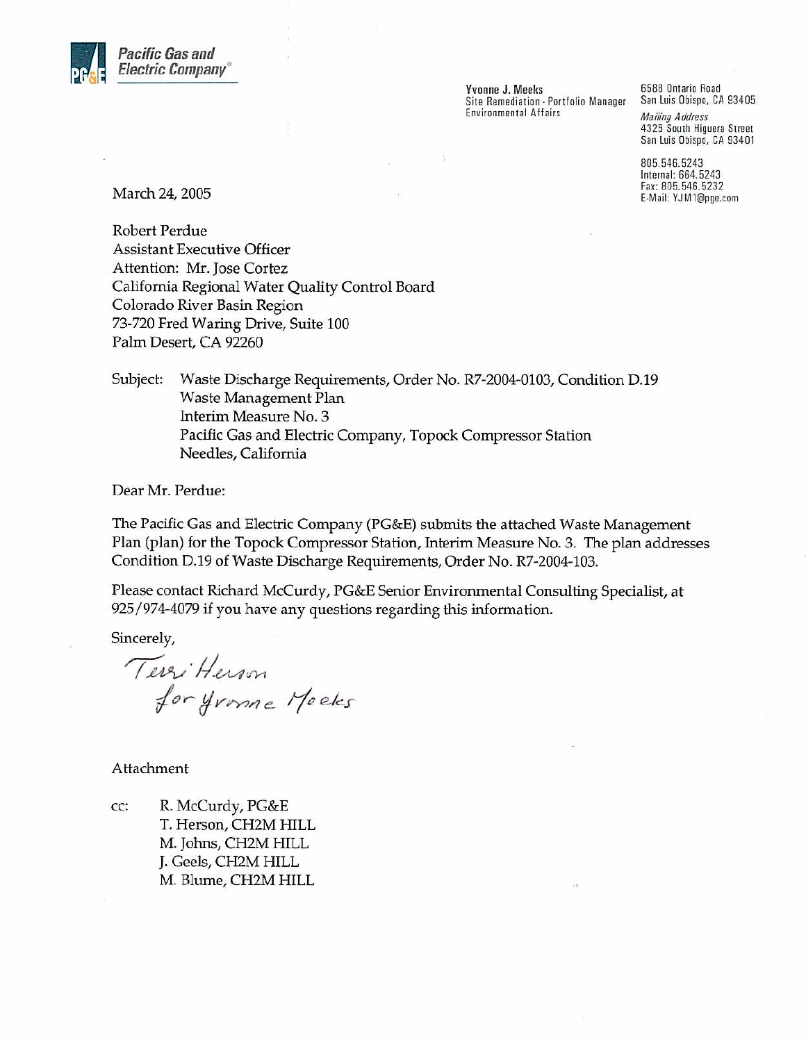Pacific Gas and Electric Company®

**Yvonne J. Meeks**
Site Remediation - Portfolio Manager
Environmental Affairs

6588 Ontario Road
San Luis Obispo, CA 93405

*Mailing Address*
4325 South Higuera Street
San Luis Obispo, CA 93401

805.546.5243
Internal: 664.5243
Fax: 805.546.5232
E-Mail: YJM1@pge.com

March 24, 2005

Robert Perdue
Assistant Executive Officer
Attention: Mr. Jose Cortez
California Regional Water Quality Control Board
Colorado River Basin Region
73-720 Fred Waring Drive, Suite 100
Palm Desert, CA 92260

Subject: Waste Discharge Requirements, Order No. R7-2004-0103, Condition D.19
Waste Management Plan
Interim Measure No. 3
Pacific Gas and Electric Company, Topock Compressor Station
Needles, California

Dear Mr. Perdue:

The Pacific Gas and Electric Company (PG&E) submits the attached Waste Management Plan (plan) for the Topock Compressor Station, Interim Measure No. 3. The plan addresses Condition D.19 of Waste Discharge Requirements, Order No. R7-2004-103.

Please contact Richard McCurdy, PG&E Senior Environmental Consulting Specialist, at 925/974-4079 if you have any questions regarding this information.

Sincerely,

*Teri Herson*
*for Yvonne Meeks*

Attachment

cc: R. McCurdy, PG&E
T. Herson, CH2M HILL
M. Johns, CH2M HILL
J. Geels, CH2M HILL
M. Blume, CH2M HILL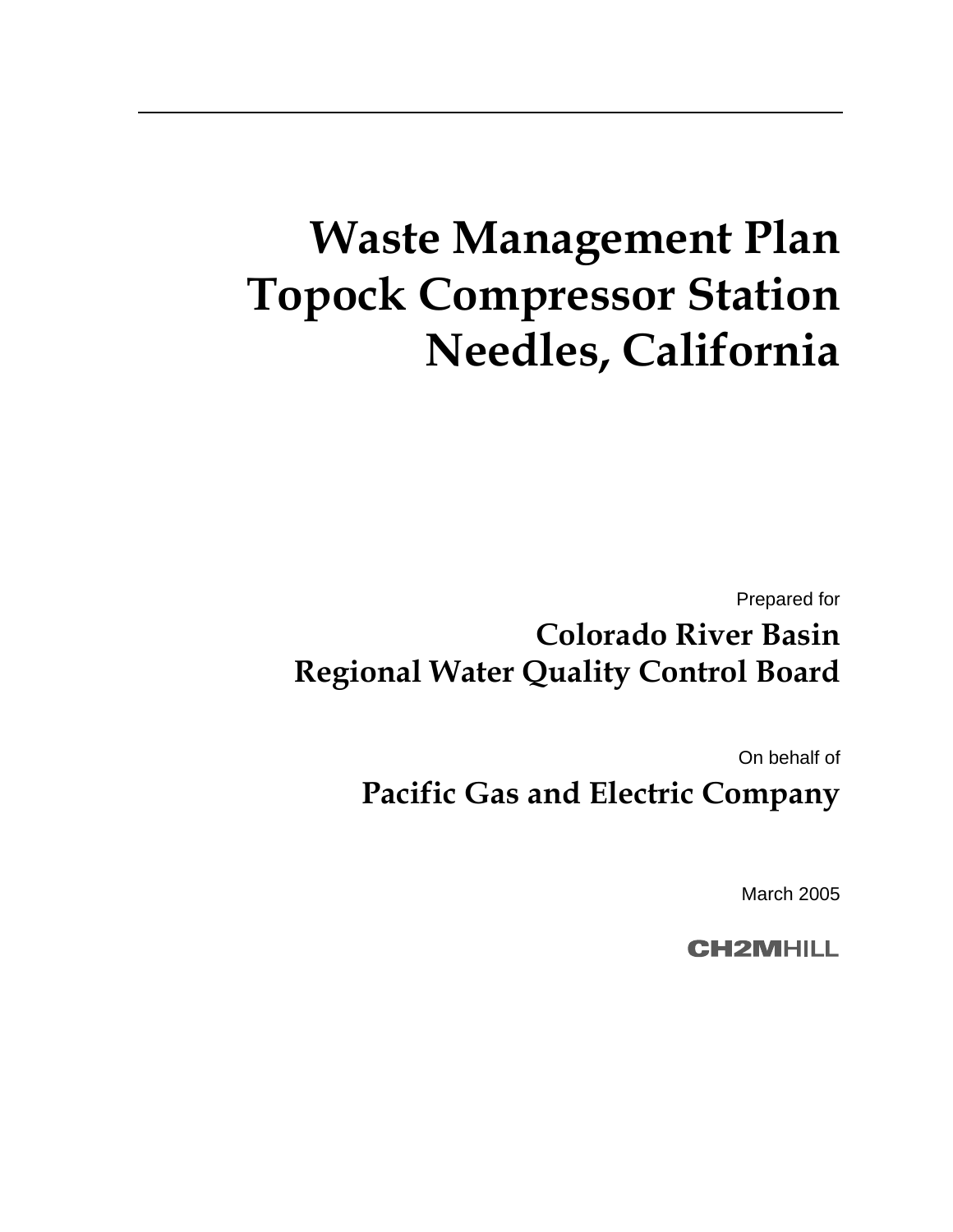# Waste Management Plan Topock Compressor Station Needles, California

Prepared for

**Colorado River Basin Regional Water Quality Control Board**

On behalf of

**Pacific Gas and Electric Company**

March 2005

CH2MHILL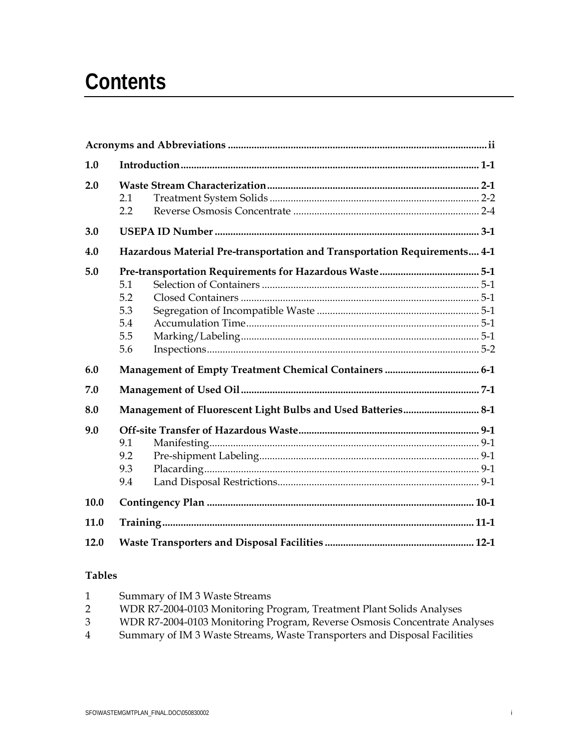# Contents

| | | |
|---|---|---|
| **Acronyms and Abbreviations** | | **ii** |
| **1.0** | **Introduction** | **1-1** |
| **2.0** | **Waste Stream Characterization** | **2-1** |
| | 2.1 Treatment System Solids | 2-2 |
| | 2.2 Reverse Osmosis Concentrate | 2-4 |
| **3.0** | **USEPA ID Number** | **3-1** |
| **4.0** | **Hazardous Material Pre-transportation and Transportation Requirements** | **4-1** |
| **5.0** | **Pre-transportation Requirements for Hazardous Waste** | **5-1** |
| | 5.1 Selection of Containers | 5-1 |
| | 5.2 Closed Containers | 5-1 |
| | 5.3 Segregation of Incompatible Waste | 5-1 |
| | 5.4 Accumulation Time | 5-1 |
| | 5.5 Marking/Labeling | 5-1 |
| | 5.6 Inspections | 5-2 |
| **6.0** | **Management of Empty Treatment Chemical Containers** | **6-1** |
| **7.0** | **Management of Used Oil** | **7-1** |
| **8.0** | **Management of Fluorescent Light Bulbs and Used Batteries** | **8-1** |
| **9.0** | **Off-site Transfer of Hazardous Waste** | **9-1** |
| | 9.1 Manifesting | 9-1 |
| | 9.2 Pre-shipment Labeling | 9-1 |
| | 9.3 Placarding | 9-1 |
| | 9.4 Land Disposal Restrictions | 9-1 |
| **10.0** | **Contingency Plan** | **10-1** |
| **11.0** | **Training** | **11-1** |
| **12.0** | **Waste Transporters and Disposal Facilities** | **12-1** |

**Tables**

1 Summary of IM 3 Waste Streams
2 WDR R7-2004-0103 Monitoring Program, Treatment Plant Solids Analyses
3 WDR R7-2004-0103 Monitoring Program, Reverse Osmosis Concentrate Analyses
4 Summary of IM 3 Waste Streams, Waste Transporters and Disposal Facilities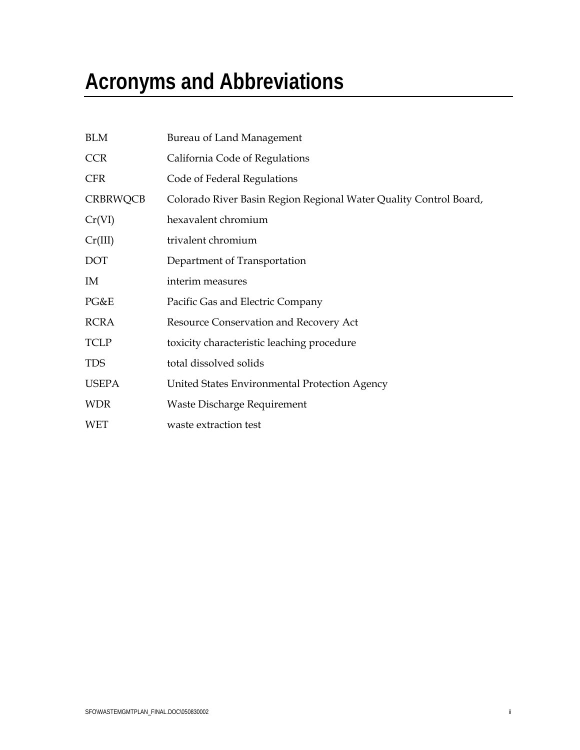# Acronyms and Abbreviations

| | |
|---|---|
| BLM | Bureau of Land Management |
| CCR | California Code of Regulations |
| CFR | Code of Federal Regulations |
| CRBRWQCB | Colorado River Basin Region Regional Water Quality Control Board, |
| Cr(VI) | hexavalent chromium |
| Cr(III) | trivalent chromium |
| DOT | Department of Transportation |
| IM | interim measures |
| PG&E | Pacific Gas and Electric Company |
| RCRA | Resource Conservation and Recovery Act |
| TCLP | toxicity characteristic leaching procedure |
| TDS | total dissolved solids |
| USEPA | United States Environmental Protection Agency |
| WDR | Waste Discharge Requirement |
| WET | waste extraction test |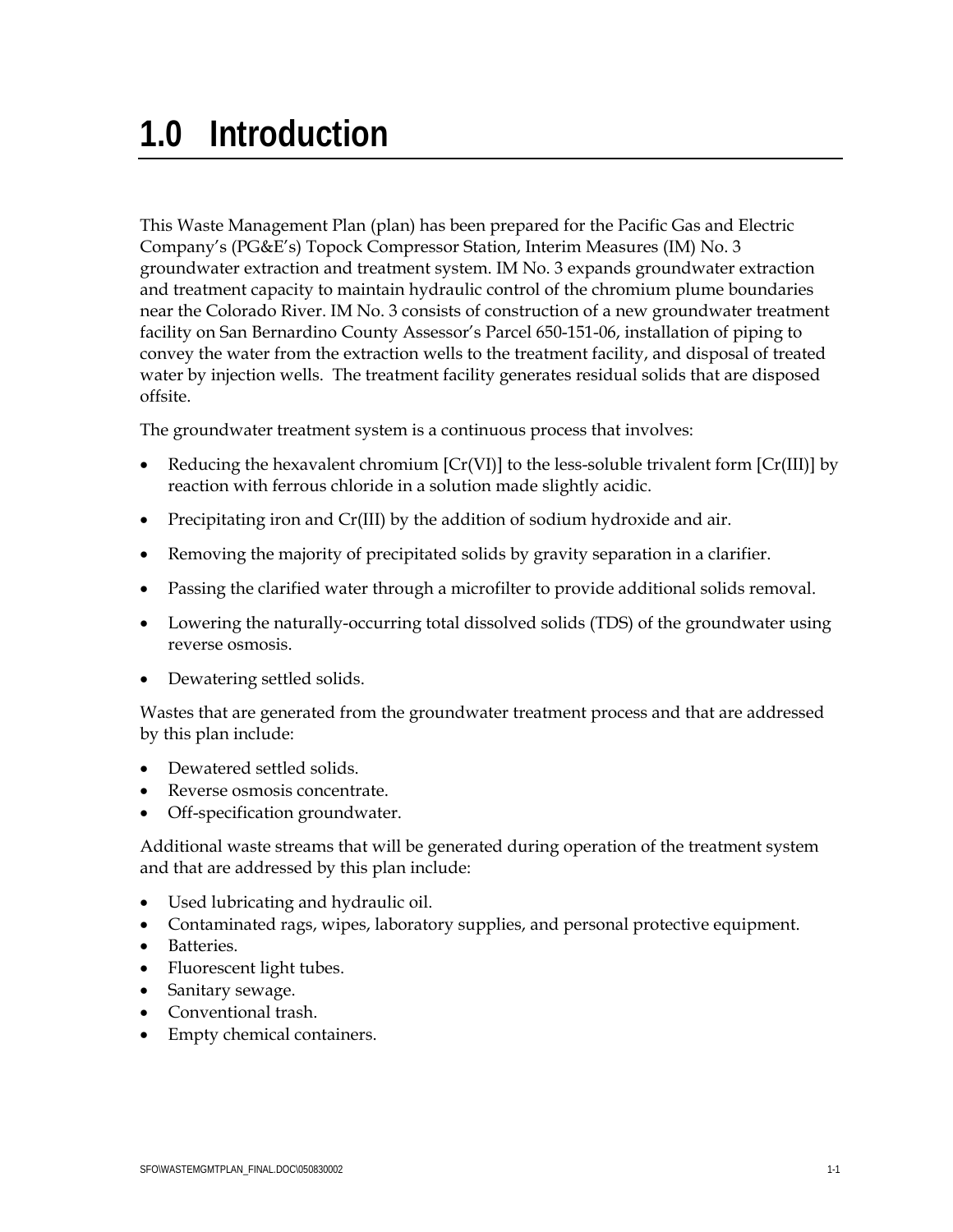# 1.0 Introduction

This Waste Management Plan (plan) has been prepared for the Pacific Gas and Electric Company's (PG&E's) Topock Compressor Station, Interim Measures (IM) No. 3 groundwater extraction and treatment system. IM No. 3 expands groundwater extraction and treatment capacity to maintain hydraulic control of the chromium plume boundaries near the Colorado River. IM No. 3 consists of construction of a new groundwater treatment facility on San Bernardino County Assessor's Parcel 650-151-06, installation of piping to convey the water from the extraction wells to the treatment facility, and disposal of treated water by injection wells. The treatment facility generates residual solids that are disposed offsite.

The groundwater treatment system is a continuous process that involves:

- Reducing the hexavalent chromium [Cr(VI)] to the less-soluble trivalent form [Cr(III)] by reaction with ferrous chloride in a solution made slightly acidic.
- Precipitating iron and Cr(III) by the addition of sodium hydroxide and air.
- Removing the majority of precipitated solids by gravity separation in a clarifier.
- Passing the clarified water through a microfilter to provide additional solids removal.
- Lowering the naturally-occurring total dissolved solids (TDS) of the groundwater using reverse osmosis.
- Dewatering settled solids.

Wastes that are generated from the groundwater treatment process and that are addressed by this plan include:

- Dewatered settled solids.
- Reverse osmosis concentrate.
- Off-specification groundwater.

Additional waste streams that will be generated during operation of the treatment system and that are addressed by this plan include:

- Used lubricating and hydraulic oil.
- Contaminated rags, wipes, laboratory supplies, and personal protective equipment.
- Batteries.
- Fluorescent light tubes.
- Sanitary sewage.
- Conventional trash.
- Empty chemical containers.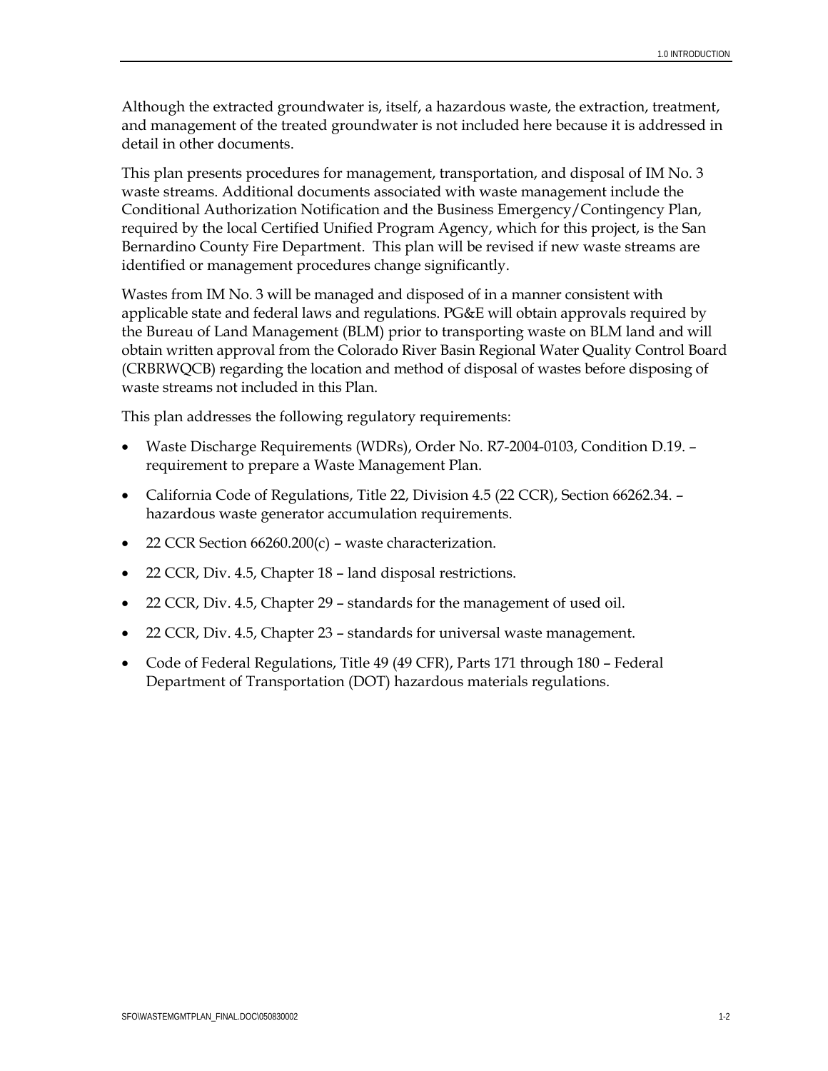Although the extracted groundwater is, itself, a hazardous waste, the extraction, treatment, and management of the treated groundwater is not included here because it is addressed in detail in other documents.

This plan presents procedures for management, transportation, and disposal of IM No. 3 waste streams. Additional documents associated with waste management include the Conditional Authorization Notification and the Business Emergency/Contingency Plan, required by the local Certified Unified Program Agency, which for this project, is the San Bernardino County Fire Department. This plan will be revised if new waste streams are identified or management procedures change significantly.

Wastes from IM No. 3 will be managed and disposed of in a manner consistent with applicable state and federal laws and regulations. PG&E will obtain approvals required by the Bureau of Land Management (BLM) prior to transporting waste on BLM land and will obtain written approval from the Colorado River Basin Regional Water Quality Control Board (CRBRWQCB) regarding the location and method of disposal of wastes before disposing of waste streams not included in this Plan.

This plan addresses the following regulatory requirements:

- Waste Discharge Requirements (WDRs), Order No. R7-2004-0103, Condition D.19. – requirement to prepare a Waste Management Plan.
- California Code of Regulations, Title 22, Division 4.5 (22 CCR), Section 66262.34. – hazardous waste generator accumulation requirements.
- 22 CCR Section 66260.200(c) – waste characterization.
- 22 CCR, Div. 4.5, Chapter 18 – land disposal restrictions.
- 22 CCR, Div. 4.5, Chapter 29 – standards for the management of used oil.
- 22 CCR, Div. 4.5, Chapter 23 – standards for universal waste management.
- Code of Federal Regulations, Title 49 (49 CFR), Parts 171 through 180 – Federal Department of Transportation (DOT) hazardous materials regulations.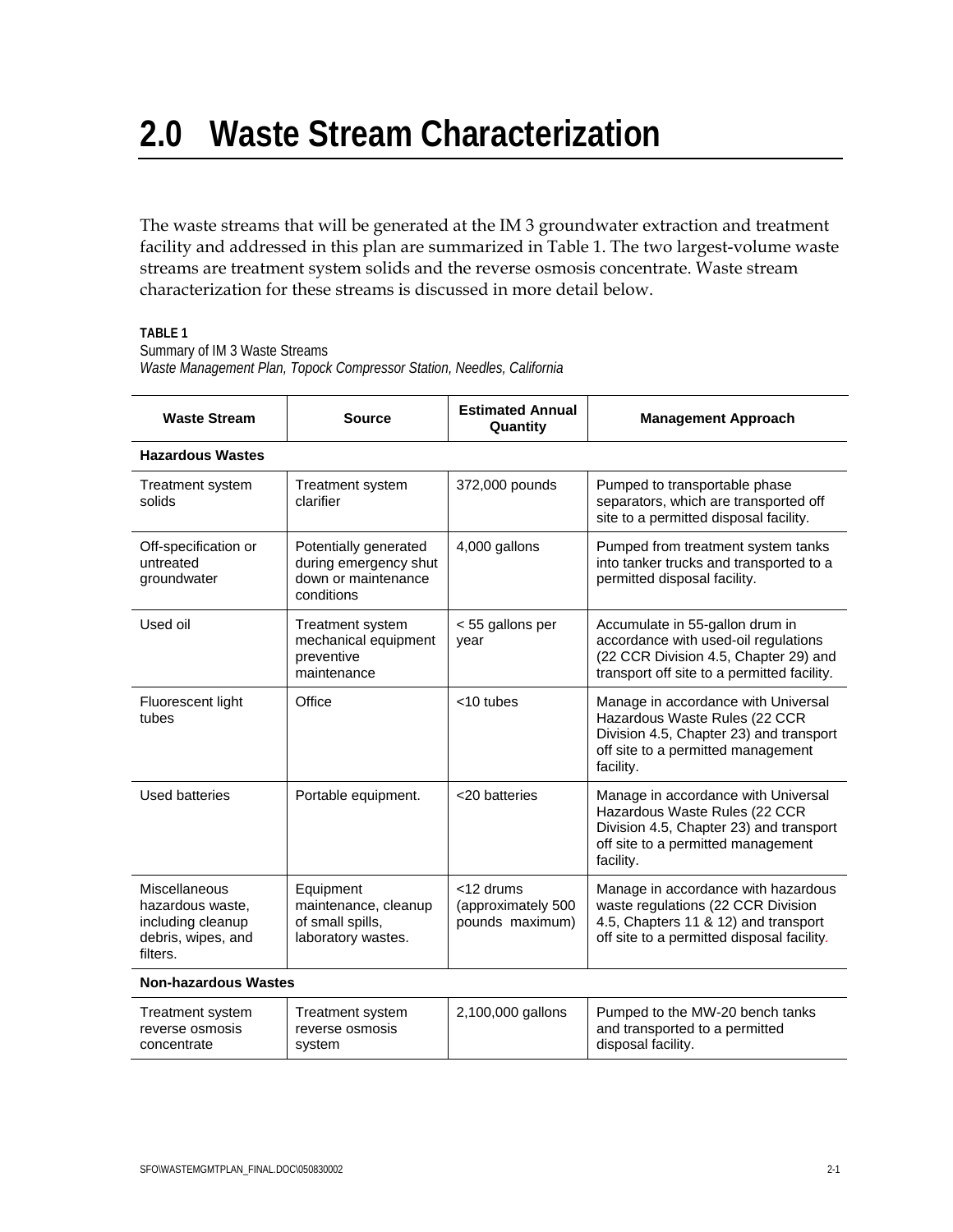# 2.0 Waste Stream Characterization

The waste streams that will be generated at the IM 3 groundwater extraction and treatment facility and addressed in this plan are summarized in Table 1. The two largest-volume waste streams are treatment system solids and the reverse osmosis concentrate. Waste stream characterization for these streams is discussed in more detail below.

**TABLE 1**
Summary of IM 3 Waste Streams
*Waste Management Plan, Topock Compressor Station, Needles, California*

| Waste Stream | Source | Estimated Annual Quantity | Management Approach |
|---|---|---|---|
| **Hazardous Wastes** | | | |
| Treatment system solids | Treatment system clarifier | 372,000 pounds | Pumped to transportable phase separators, which are transported off site to a permitted disposal facility. |
| Off-specification or untreated groundwater | Potentially generated during emergency shut down or maintenance conditions | 4,000 gallons | Pumped from treatment system tanks into tanker trucks and transported to a permitted disposal facility. |
| Used oil | Treatment system mechanical equipment preventive maintenance | < 55 gallons per year | Accumulate in 55-gallon drum in accordance with used-oil regulations (22 CCR Division 4.5, Chapter 29) and transport off site to a permitted facility. |
| Fluorescent light tubes | Office | <10 tubes | Manage in accordance with Universal Hazardous Waste Rules (22 CCR Division 4.5, Chapter 23) and transport off site to a permitted management facility. |
| Used batteries | Portable equipment. | <20 batteries | Manage in accordance with Universal Hazardous Waste Rules (22 CCR Division 4.5, Chapter 23) and transport off site to a permitted management facility. |
| Miscellaneous hazardous waste, including cleanup debris, wipes, and filters. | Equipment maintenance, cleanup of small spills, laboratory wastes. | <12 drums (approximately 500 pounds maximum) | Manage in accordance with hazardous waste regulations (22 CCR Division 4.5, Chapters 11 & 12) and transport off site to a permitted disposal facility. |
| **Non-hazardous Wastes** | | | |
| Treatment system reverse osmosis concentrate | Treatment system reverse osmosis system | 2,100,000 gallons | Pumped to the MW-20 bench tanks and transported to a permitted disposal facility. |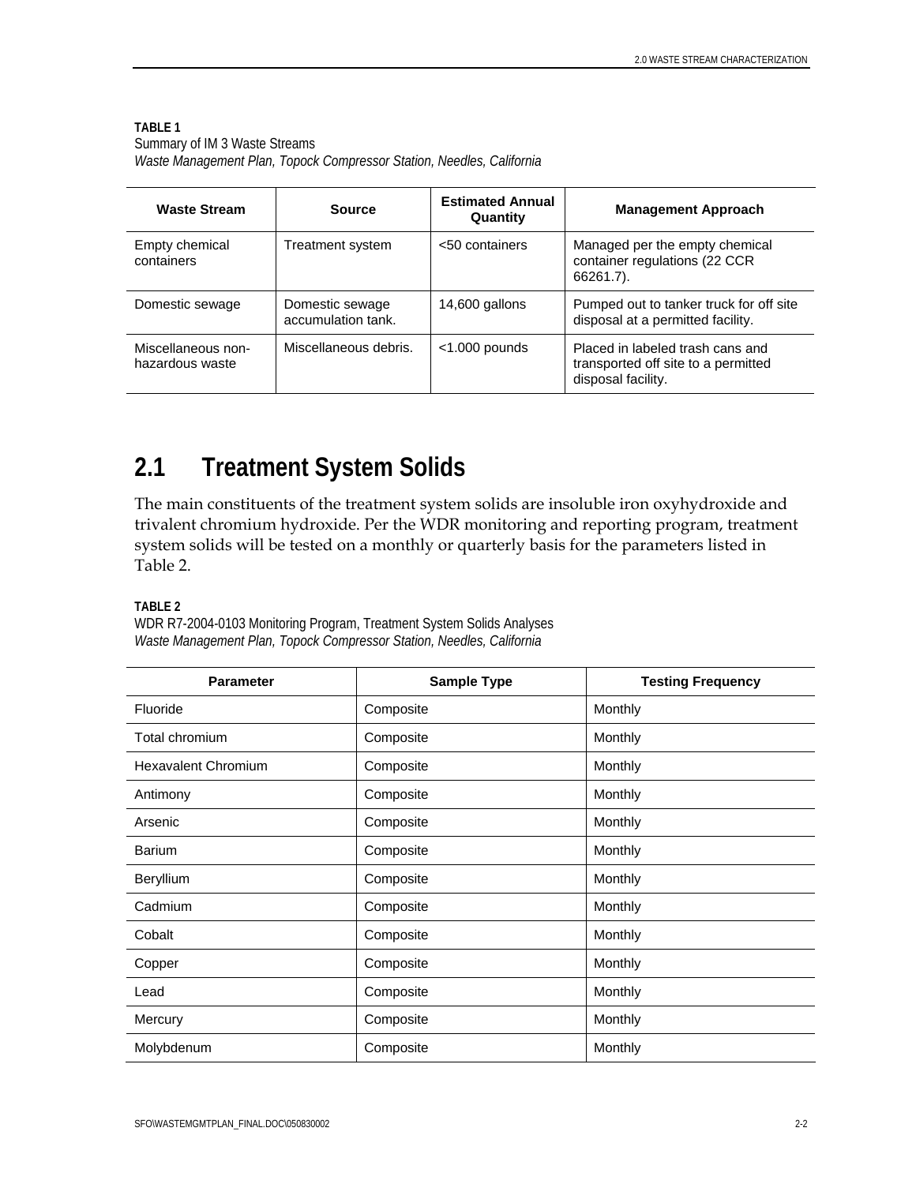**TABLE 1**
Summary of IM 3 Waste Streams
*Waste Management Plan, Topock Compressor Station, Needles, California*

| Waste Stream | Source | Estimated Annual Quantity | Management Approach |
|---|---|---|---|
| Empty chemical containers | Treatment system | <50 containers | Managed per the empty chemical container regulations (22 CCR 66261.7). |
| Domestic sewage | Domestic sewage accumulation tank. | 14,600 gallons | Pumped out to tanker truck for off site disposal at a permitted facility. |
| Miscellaneous non-hazardous waste | Miscellaneous debris. | <1.000 pounds | Placed in labeled trash cans and transported off site to a permitted disposal facility. |

## 2.1 Treatment System Solids

The main constituents of the treatment system solids are insoluble iron oxyhydroxide and trivalent chromium hydroxide. Per the WDR monitoring and reporting program, treatment system solids will be tested on a monthly or quarterly basis for the parameters listed in Table 2.

**TABLE 2**
WDR R7-2004-0103 Monitoring Program, Treatment System Solids Analyses
*Waste Management Plan, Topock Compressor Station, Needles, California*

| Parameter | Sample Type | Testing Frequency |
|---|---|---|
| Fluoride | Composite | Monthly |
| Total chromium | Composite | Monthly |
| Hexavalent Chromium | Composite | Monthly |
| Antimony | Composite | Monthly |
| Arsenic | Composite | Monthly |
| Barium | Composite | Monthly |
| Beryllium | Composite | Monthly |
| Cadmium | Composite | Monthly |
| Cobalt | Composite | Monthly |
| Copper | Composite | Monthly |
| Lead | Composite | Monthly |
| Mercury | Composite | Monthly |
| Molybdenum | Composite | Monthly |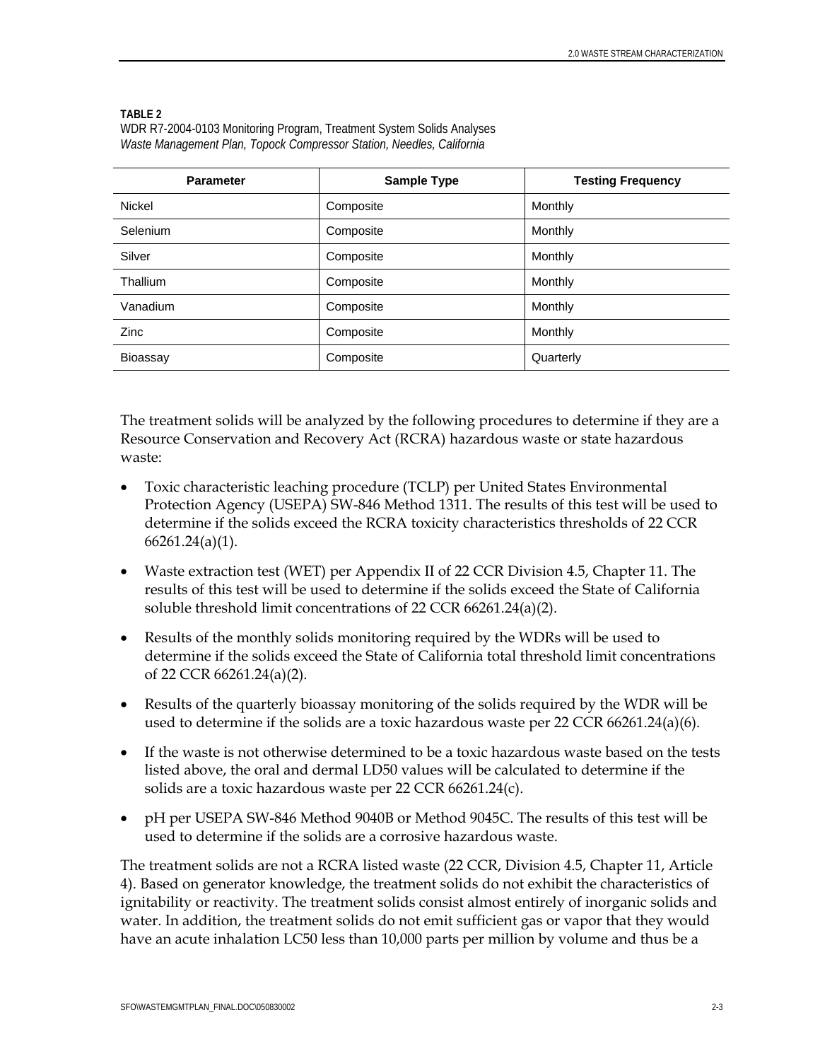**TABLE 2**
WDR R7-2004-0103 Monitoring Program, Treatment System Solids Analyses
*Waste Management Plan, Topock Compressor Station, Needles, California*

| Parameter | Sample Type | Testing Frequency |
|---|---|---|
| Nickel | Composite | Monthly |
| Selenium | Composite | Monthly |
| Silver | Composite | Monthly |
| Thallium | Composite | Monthly |
| Vanadium | Composite | Monthly |
| Zinc | Composite | Monthly |
| Bioassay | Composite | Quarterly |

The treatment solids will be analyzed by the following procedures to determine if they are a Resource Conservation and Recovery Act (RCRA) hazardous waste or state hazardous waste:

- Toxic characteristic leaching procedure (TCLP) per United States Environmental Protection Agency (USEPA) SW-846 Method 1311. The results of this test will be used to determine if the solids exceed the RCRA toxicity characteristics thresholds of 22 CCR 66261.24(a)(1).
- Waste extraction test (WET) per Appendix II of 22 CCR Division 4.5, Chapter 11. The results of this test will be used to determine if the solids exceed the State of California soluble threshold limit concentrations of 22 CCR 66261.24(a)(2).
- Results of the monthly solids monitoring required by the WDRs will be used to determine if the solids exceed the State of California total threshold limit concentrations of 22 CCR 66261.24(a)(2).
- Results of the quarterly bioassay monitoring of the solids required by the WDR will be used to determine if the solids are a toxic hazardous waste per 22 CCR 66261.24(a)(6).
- If the waste is not otherwise determined to be a toxic hazardous waste based on the tests listed above, the oral and dermal LD50 values will be calculated to determine if the solids are a toxic hazardous waste per 22 CCR 66261.24(c).
- pH per USEPA SW-846 Method 9040B or Method 9045C. The results of this test will be used to determine if the solids are a corrosive hazardous waste.

The treatment solids are not a RCRA listed waste (22 CCR, Division 4.5, Chapter 11, Article 4). Based on generator knowledge, the treatment solids do not exhibit the characteristics of ignitability or reactivity. The treatment solids consist almost entirely of inorganic solids and water. In addition, the treatment solids do not emit sufficient gas or vapor that they would have an acute inhalation LC50 less than 10,000 parts per million by volume and thus be a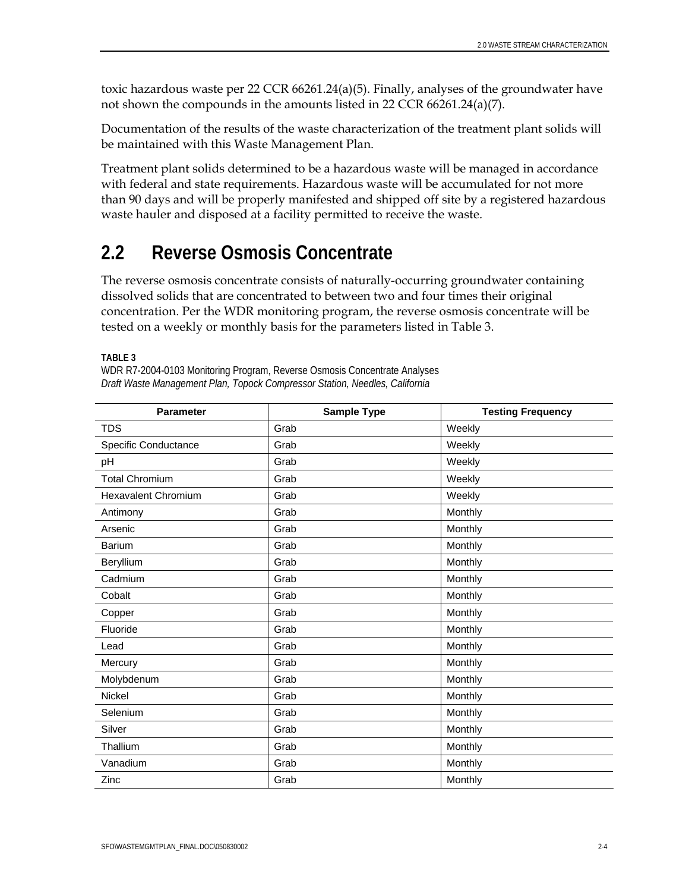toxic hazardous waste per 22 CCR 66261.24(a)(5). Finally, analyses of the groundwater have not shown the compounds in the amounts listed in 22 CCR 66261.24(a)(7).

Documentation of the results of the waste characterization of the treatment plant solids will be maintained with this Waste Management Plan.

Treatment plant solids determined to be a hazardous waste will be managed in accordance with federal and state requirements. Hazardous waste will be accumulated for not more than 90 days and will be properly manifested and shipped off site by a registered hazardous waste hauler and disposed at a facility permitted to receive the waste.

## 2.2 Reverse Osmosis Concentrate

The reverse osmosis concentrate consists of naturally-occurring groundwater containing dissolved solids that are concentrated to between two and four times their original concentration. Per the WDR monitoring program, the reverse osmosis concentrate will be tested on a weekly or monthly basis for the parameters listed in Table 3.

**TABLE 3**
WDR R7-2004-0103 Monitoring Program, Reverse Osmosis Concentrate Analyses
*Draft Waste Management Plan, Topock Compressor Station, Needles, California*

| Parameter | Sample Type | Testing Frequency |
|---|---|---|
| TDS | Grab | Weekly |
| Specific Conductance | Grab | Weekly |
| pH | Grab | Weekly |
| Total Chromium | Grab | Weekly |
| Hexavalent Chromium | Grab | Weekly |
| Antimony | Grab | Monthly |
| Arsenic | Grab | Monthly |
| Barium | Grab | Monthly |
| Beryllium | Grab | Monthly |
| Cadmium | Grab | Monthly |
| Cobalt | Grab | Monthly |
| Copper | Grab | Monthly |
| Fluoride | Grab | Monthly |
| Lead | Grab | Monthly |
| Mercury | Grab | Monthly |
| Molybdenum | Grab | Monthly |
| Nickel | Grab | Monthly |
| Selenium | Grab | Monthly |
| Silver | Grab | Monthly |
| Thallium | Grab | Monthly |
| Vanadium | Grab | Monthly |
| Zinc | Grab | Monthly |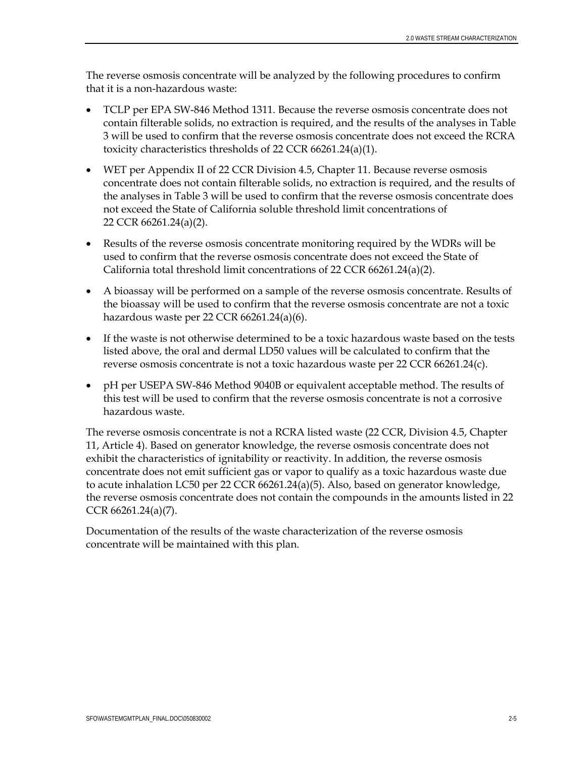The reverse osmosis concentrate will be analyzed by the following procedures to confirm that it is a non-hazardous waste:

- TCLP per EPA SW-846 Method 1311. Because the reverse osmosis concentrate does not contain filterable solids, no extraction is required, and the results of the analyses in Table 3 will be used to confirm that the reverse osmosis concentrate does not exceed the RCRA toxicity characteristics thresholds of 22 CCR 66261.24(a)(1).
- WET per Appendix II of 22 CCR Division 4.5, Chapter 11. Because reverse osmosis concentrate does not contain filterable solids, no extraction is required, and the results of the analyses in Table 3 will be used to confirm that the reverse osmosis concentrate does not exceed the State of California soluble threshold limit concentrations of 22 CCR 66261.24(a)(2).
- Results of the reverse osmosis concentrate monitoring required by the WDRs will be used to confirm that the reverse osmosis concentrate does not exceed the State of California total threshold limit concentrations of 22 CCR 66261.24(a)(2).
- A bioassay will be performed on a sample of the reverse osmosis concentrate. Results of the bioassay will be used to confirm that the reverse osmosis concentrate are not a toxic hazardous waste per 22 CCR 66261.24(a)(6).
- If the waste is not otherwise determined to be a toxic hazardous waste based on the tests listed above, the oral and dermal LD50 values will be calculated to confirm that the reverse osmosis concentrate is not a toxic hazardous waste per 22 CCR 66261.24(c).
- pH per USEPA SW-846 Method 9040B or equivalent acceptable method. The results of this test will be used to confirm that the reverse osmosis concentrate is not a corrosive hazardous waste.

The reverse osmosis concentrate is not a RCRA listed waste (22 CCR, Division 4.5, Chapter 11, Article 4). Based on generator knowledge, the reverse osmosis concentrate does not exhibit the characteristics of ignitability or reactivity. In addition, the reverse osmosis concentrate does not emit sufficient gas or vapor to qualify as a toxic hazardous waste due to acute inhalation LC50 per 22 CCR 66261.24(a)(5). Also, based on generator knowledge, the reverse osmosis concentrate does not contain the compounds in the amounts listed in 22 CCR 66261.24(a)(7).

Documentation of the results of the waste characterization of the reverse osmosis concentrate will be maintained with this plan.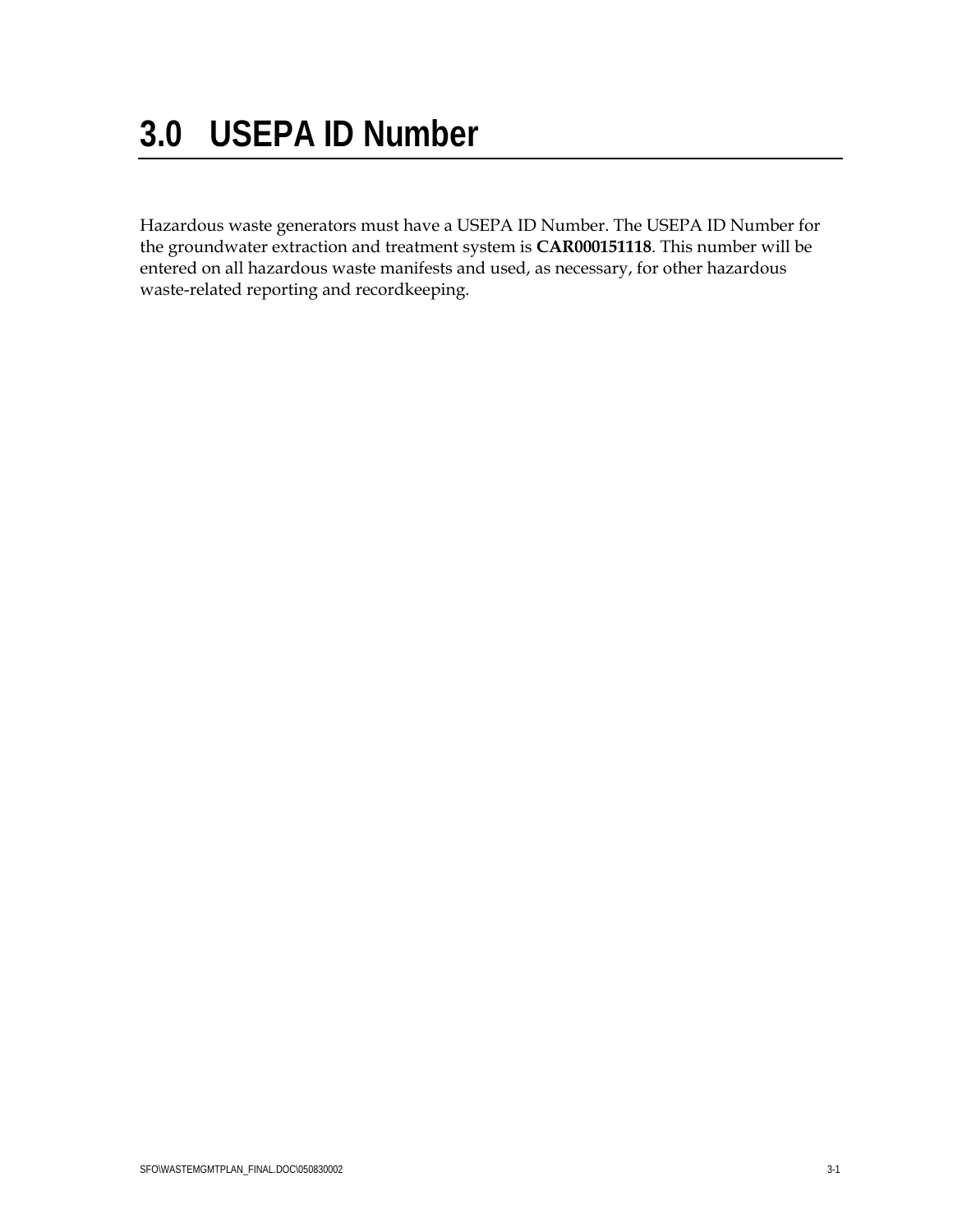# 3.0 USEPA ID Number

Hazardous waste generators must have a USEPA ID Number. The USEPA ID Number for the groundwater extraction and treatment system is **CAR000151118**. This number will be entered on all hazardous waste manifests and used, as necessary, for other hazardous waste-related reporting and recordkeeping.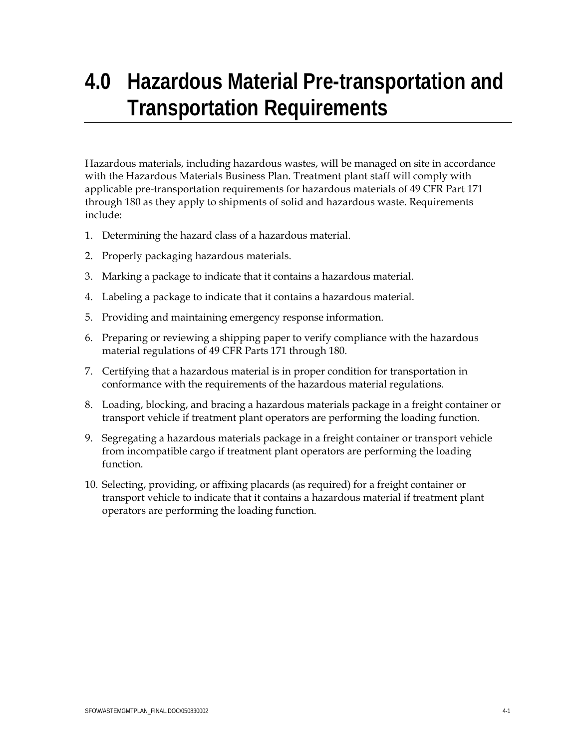# 4.0 Hazardous Material Pre-transportation and Transportation Requirements

Hazardous materials, including hazardous wastes, will be managed on site in accordance with the Hazardous Materials Business Plan. Treatment plant staff will comply with applicable pre-transportation requirements for hazardous materials of 49 CFR Part 171 through 180 as they apply to shipments of solid and hazardous waste. Requirements include:

1. Determining the hazard class of a hazardous material.
2. Properly packaging hazardous materials.
3. Marking a package to indicate that it contains a hazardous material.
4. Labeling a package to indicate that it contains a hazardous material.
5. Providing and maintaining emergency response information.
6. Preparing or reviewing a shipping paper to verify compliance with the hazardous material regulations of 49 CFR Parts 171 through 180.
7. Certifying that a hazardous material is in proper condition for transportation in conformance with the requirements of the hazardous material regulations.
8. Loading, blocking, and bracing a hazardous materials package in a freight container or transport vehicle if treatment plant operators are performing the loading function.
9. Segregating a hazardous materials package in a freight container or transport vehicle from incompatible cargo if treatment plant operators are performing the loading function.
10. Selecting, providing, or affixing placards (as required) for a freight container or transport vehicle to indicate that it contains a hazardous material if treatment plant operators are performing the loading function.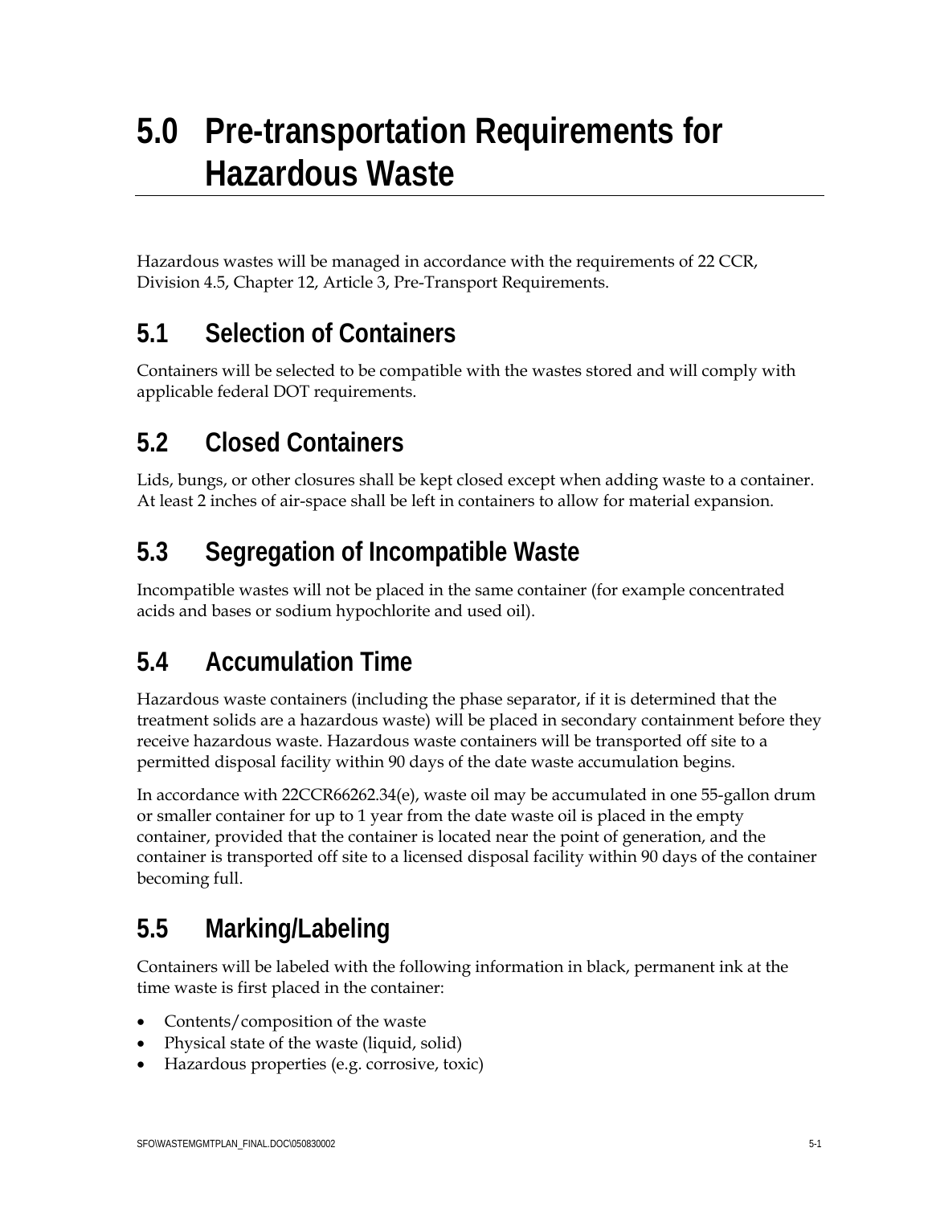# 5.0 Pre-transportation Requirements for Hazardous Waste

Hazardous wastes will be managed in accordance with the requirements of 22 CCR, Division 4.5, Chapter 12, Article 3, Pre-Transport Requirements.

## 5.1 Selection of Containers

Containers will be selected to be compatible with the wastes stored and will comply with applicable federal DOT requirements.

## 5.2 Closed Containers

Lids, bungs, or other closures shall be kept closed except when adding waste to a container. At least 2 inches of air-space shall be left in containers to allow for material expansion.

## 5.3 Segregation of Incompatible Waste

Incompatible wastes will not be placed in the same container (for example concentrated acids and bases or sodium hypochlorite and used oil).

## 5.4 Accumulation Time

Hazardous waste containers (including the phase separator, if it is determined that the treatment solids are a hazardous waste) will be placed in secondary containment before they receive hazardous waste. Hazardous waste containers will be transported off site to a permitted disposal facility within 90 days of the date waste accumulation begins.

In accordance with 22CCR66262.34(e), waste oil may be accumulated in one 55-gallon drum or smaller container for up to 1 year from the date waste oil is placed in the empty container, provided that the container is located near the point of generation, and the container is transported off site to a licensed disposal facility within 90 days of the container becoming full.

## 5.5 Marking/Labeling

Containers will be labeled with the following information in black, permanent ink at the time waste is first placed in the container:

- Contents/composition of the waste
- Physical state of the waste (liquid, solid)
- Hazardous properties (e.g. corrosive, toxic)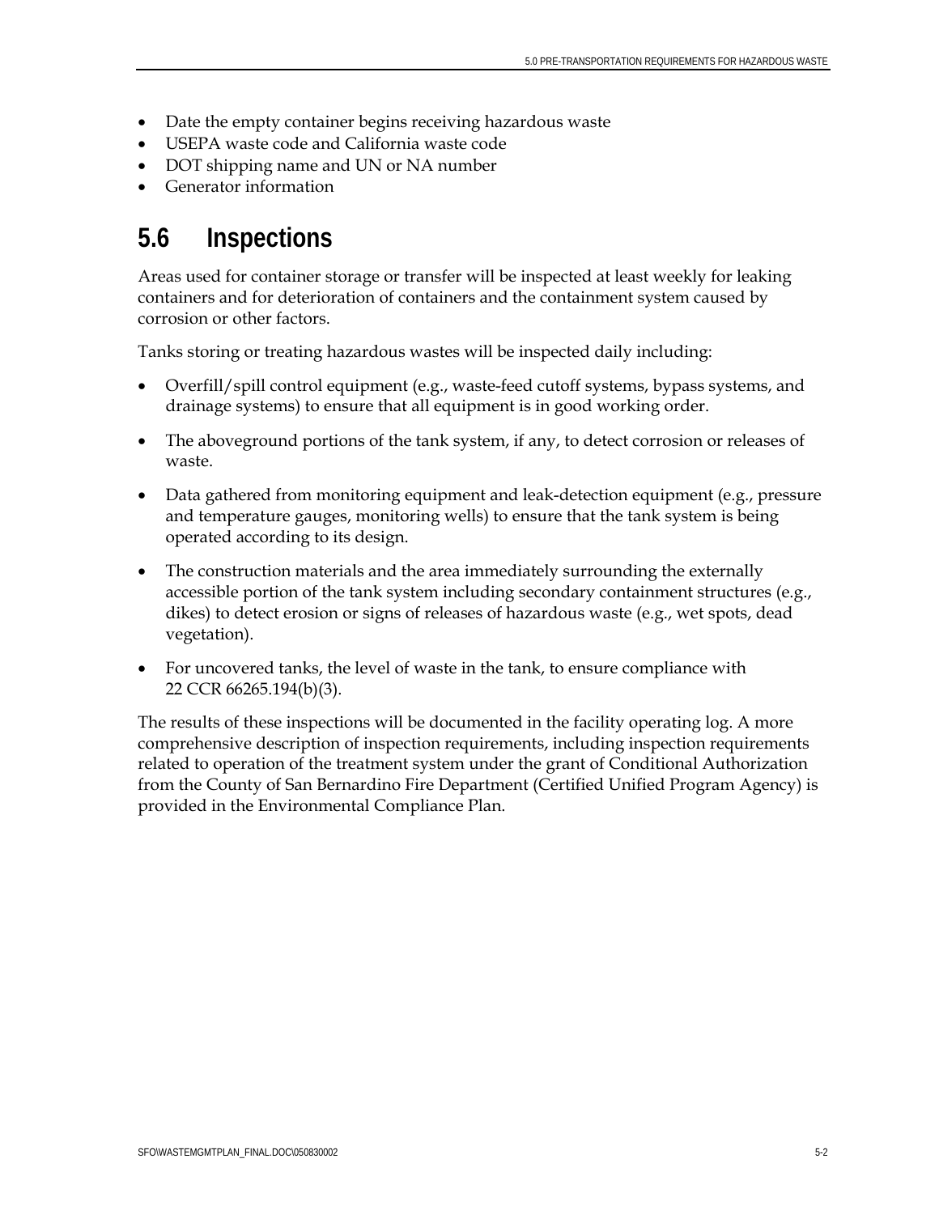- Date the empty container begins receiving hazardous waste
- USEPA waste code and California waste code
- DOT shipping name and UN or NA number
- Generator information

## 5.6 Inspections

Areas used for container storage or transfer will be inspected at least weekly for leaking containers and for deterioration of containers and the containment system caused by corrosion or other factors.

Tanks storing or treating hazardous wastes will be inspected daily including:

- Overfill/spill control equipment (e.g., waste-feed cutoff systems, bypass systems, and drainage systems) to ensure that all equipment is in good working order.
- The aboveground portions of the tank system, if any, to detect corrosion or releases of waste.
- Data gathered from monitoring equipment and leak-detection equipment (e.g., pressure and temperature gauges, monitoring wells) to ensure that the tank system is being operated according to its design.
- The construction materials and the area immediately surrounding the externally accessible portion of the tank system including secondary containment structures (e.g., dikes) to detect erosion or signs of releases of hazardous waste (e.g., wet spots, dead vegetation).
- For uncovered tanks, the level of waste in the tank, to ensure compliance with 22 CCR 66265.194(b)(3).

The results of these inspections will be documented in the facility operating log. A more comprehensive description of inspection requirements, including inspection requirements related to operation of the treatment system under the grant of Conditional Authorization from the County of San Bernardino Fire Department (Certified Unified Program Agency) is provided in the Environmental Compliance Plan.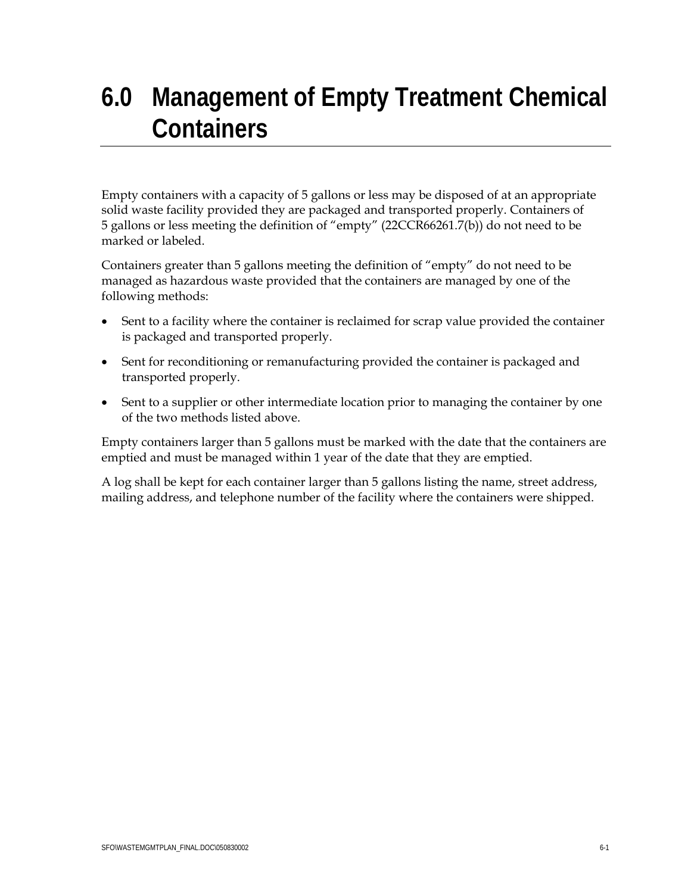# 6.0 Management of Empty Treatment Chemical Containers

Empty containers with a capacity of 5 gallons or less may be disposed of at an appropriate solid waste facility provided they are packaged and transported properly. Containers of 5 gallons or less meeting the definition of "empty" (22CCR66261.7(b)) do not need to be marked or labeled.

Containers greater than 5 gallons meeting the definition of "empty" do not need to be managed as hazardous waste provided that the containers are managed by one of the following methods:

- Sent to a facility where the container is reclaimed for scrap value provided the container is packaged and transported properly.
- Sent for reconditioning or remanufacturing provided the container is packaged and transported properly.
- Sent to a supplier or other intermediate location prior to managing the container by one of the two methods listed above.

Empty containers larger than 5 gallons must be marked with the date that the containers are emptied and must be managed within 1 year of the date that they are emptied.

A log shall be kept for each container larger than 5 gallons listing the name, street address, mailing address, and telephone number of the facility where the containers were shipped.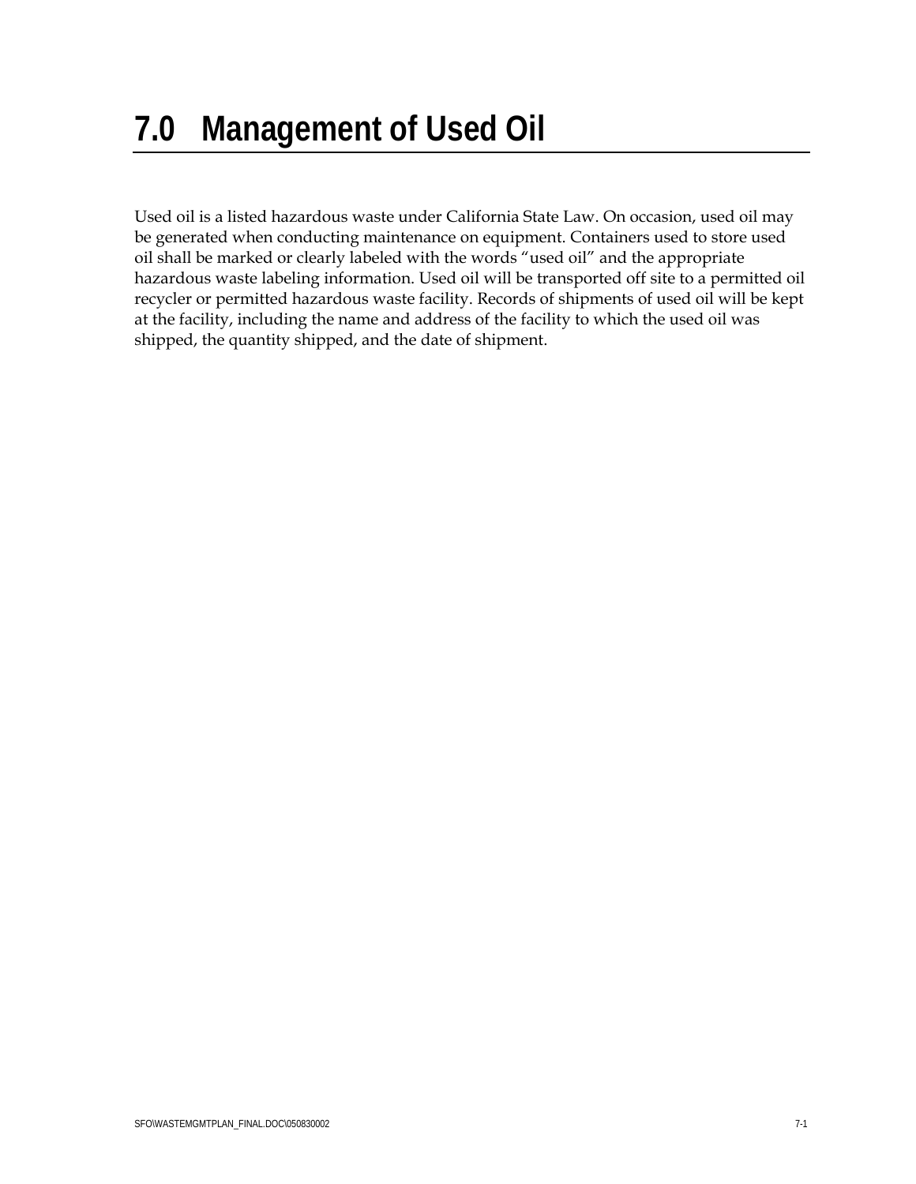# 7.0 Management of Used Oil

Used oil is a listed hazardous waste under California State Law. On occasion, used oil may be generated when conducting maintenance on equipment. Containers used to store used oil shall be marked or clearly labeled with the words "used oil" and the appropriate hazardous waste labeling information. Used oil will be transported off site to a permitted oil recycler or permitted hazardous waste facility. Records of shipments of used oil will be kept at the facility, including the name and address of the facility to which the used oil was shipped, the quantity shipped, and the date of shipment.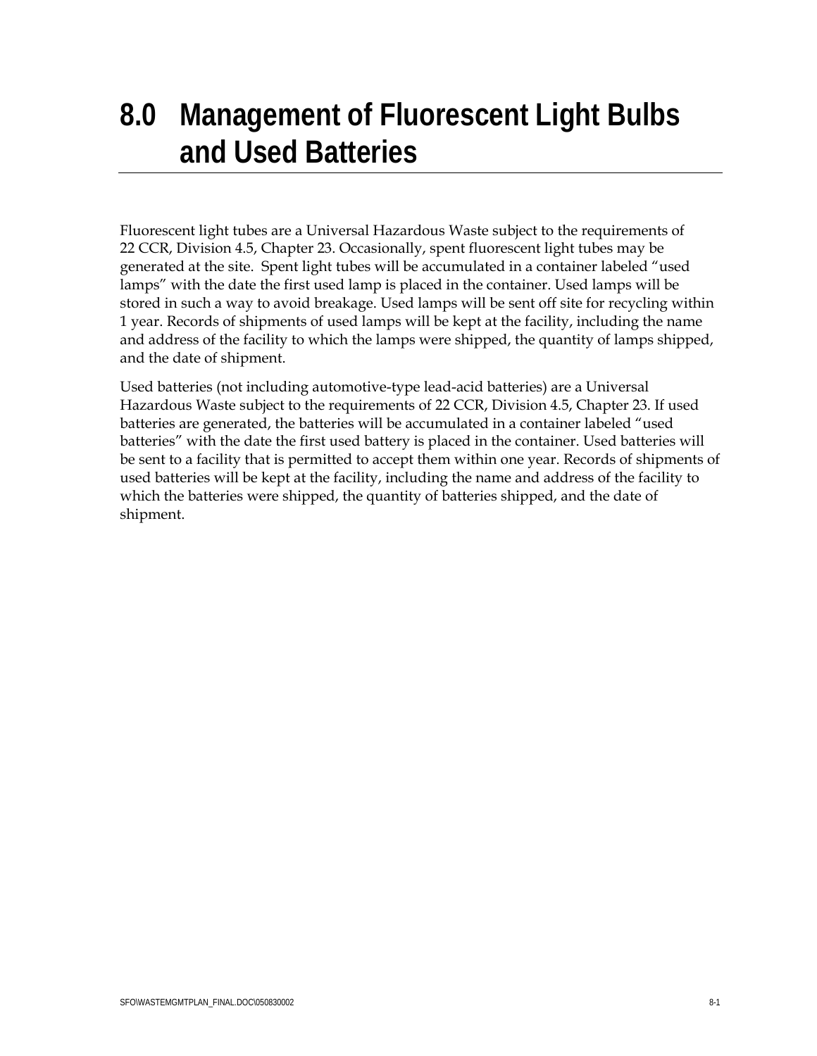# 8.0 Management of Fluorescent Light Bulbs and Used Batteries

Fluorescent light tubes are a Universal Hazardous Waste subject to the requirements of 22 CCR, Division 4.5, Chapter 23. Occasionally, spent fluorescent light tubes may be generated at the site. Spent light tubes will be accumulated in a container labeled “used lamps” with the date the first used lamp is placed in the container. Used lamps will be stored in such a way to avoid breakage. Used lamps will be sent off site for recycling within 1 year. Records of shipments of used lamps will be kept at the facility, including the name and address of the facility to which the lamps were shipped, the quantity of lamps shipped, and the date of shipment.

Used batteries (not including automotive-type lead-acid batteries) are a Universal Hazardous Waste subject to the requirements of 22 CCR, Division 4.5, Chapter 23. If used batteries are generated, the batteries will be accumulated in a container labeled “used batteries” with the date the first used battery is placed in the container. Used batteries will be sent to a facility that is permitted to accept them within one year. Records of shipments of used batteries will be kept at the facility, including the name and address of the facility to which the batteries were shipped, the quantity of batteries shipped, and the date of shipment.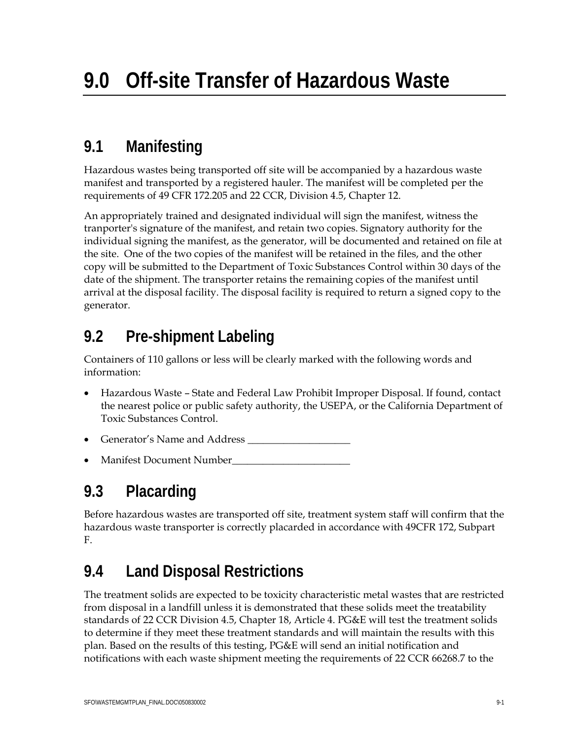# 9.0 Off-site Transfer of Hazardous Waste

## 9.1 Manifesting

Hazardous wastes being transported off site will be accompanied by a hazardous waste manifest and transported by a registered hauler. The manifest will be completed per the requirements of 49 CFR 172.205 and 22 CCR, Division 4.5, Chapter 12.

An appropriately trained and designated individual will sign the manifest, witness the tranporter's signature of the manifest, and retain two copies. Signatory authority for the individual signing the manifest, as the generator, will be documented and retained on file at the site. One of the two copies of the manifest will be retained in the files, and the other copy will be submitted to the Department of Toxic Substances Control within 30 days of the date of the shipment. The transporter retains the remaining copies of the manifest until arrival at the disposal facility. The disposal facility is required to return a signed copy to the generator.

## 9.2 Pre-shipment Labeling

Containers of 110 gallons or less will be clearly marked with the following words and information:

- Hazardous Waste – State and Federal Law Prohibit Improper Disposal. If found, contact the nearest police or public safety authority, the USEPA, or the California Department of Toxic Substances Control.
- Generator's Name and Address ____________________
- Manifest Document Number_______________________

## 9.3 Placarding

Before hazardous wastes are transported off site, treatment system staff will confirm that the hazardous waste transporter is correctly placarded in accordance with 49CFR 172, Subpart F.

## 9.4 Land Disposal Restrictions

The treatment solids are expected to be toxicity characteristic metal wastes that are restricted from disposal in a landfill unless it is demonstrated that these solids meet the treatability standards of 22 CCR Division 4.5, Chapter 18, Article 4. PG&E will test the treatment solids to determine if they meet these treatment standards and will maintain the results with this plan. Based on the results of this testing, PG&E will send an initial notification and notifications with each waste shipment meeting the requirements of 22 CCR 66268.7 to the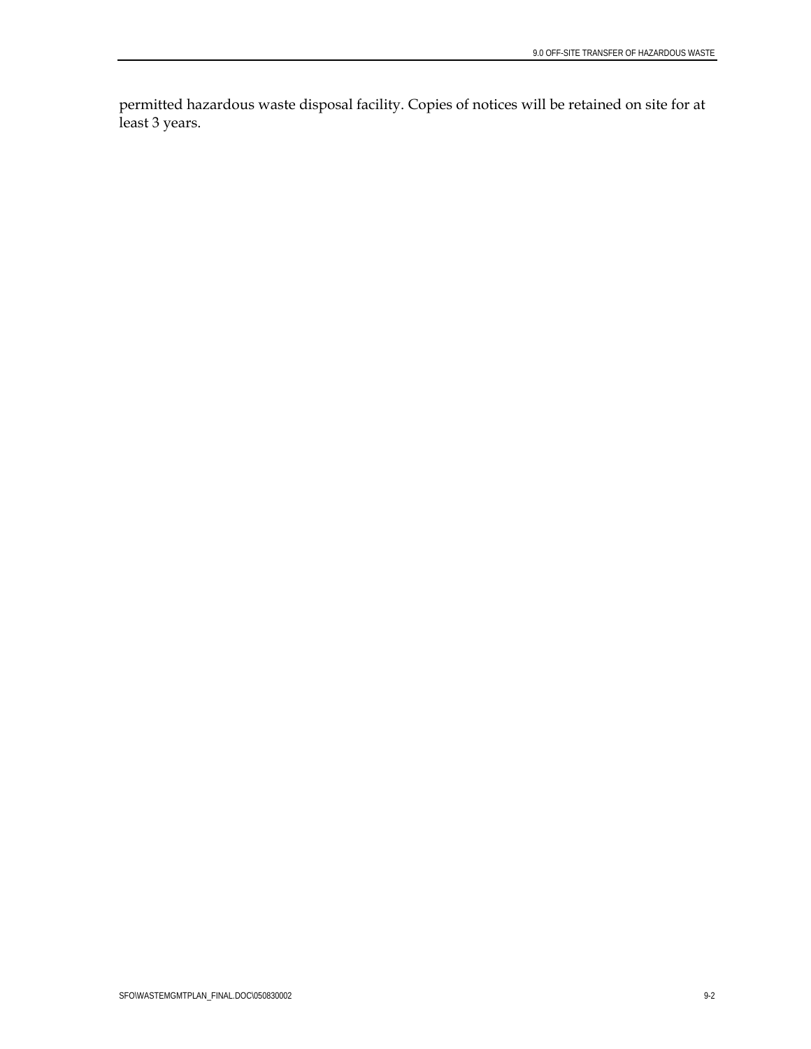permitted hazardous waste disposal facility. Copies of notices will be retained on site for at least 3 years.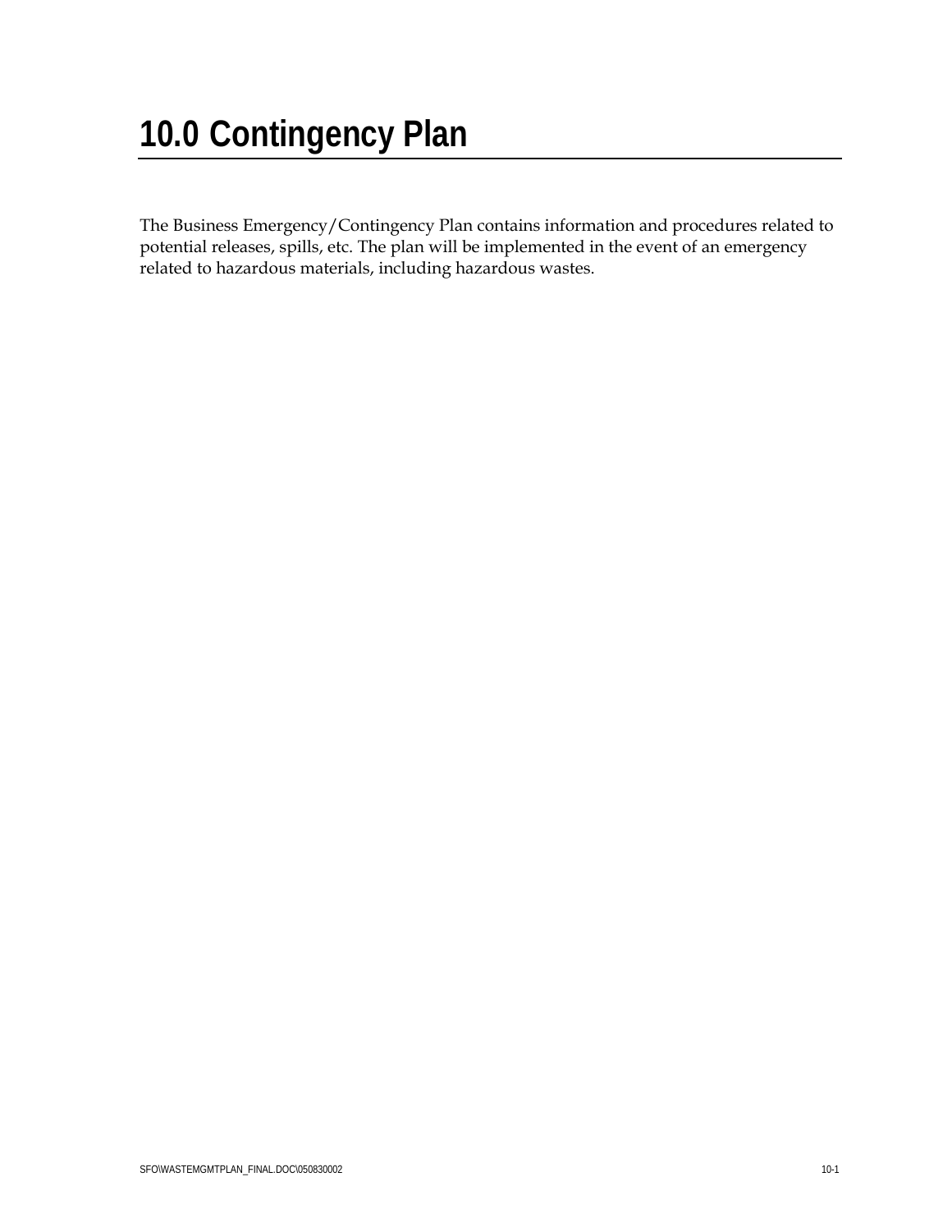# 10.0 Contingency Plan

The Business Emergency/Contingency Plan contains information and procedures related to potential releases, spills, etc. The plan will be implemented in the event of an emergency related to hazardous materials, including hazardous wastes.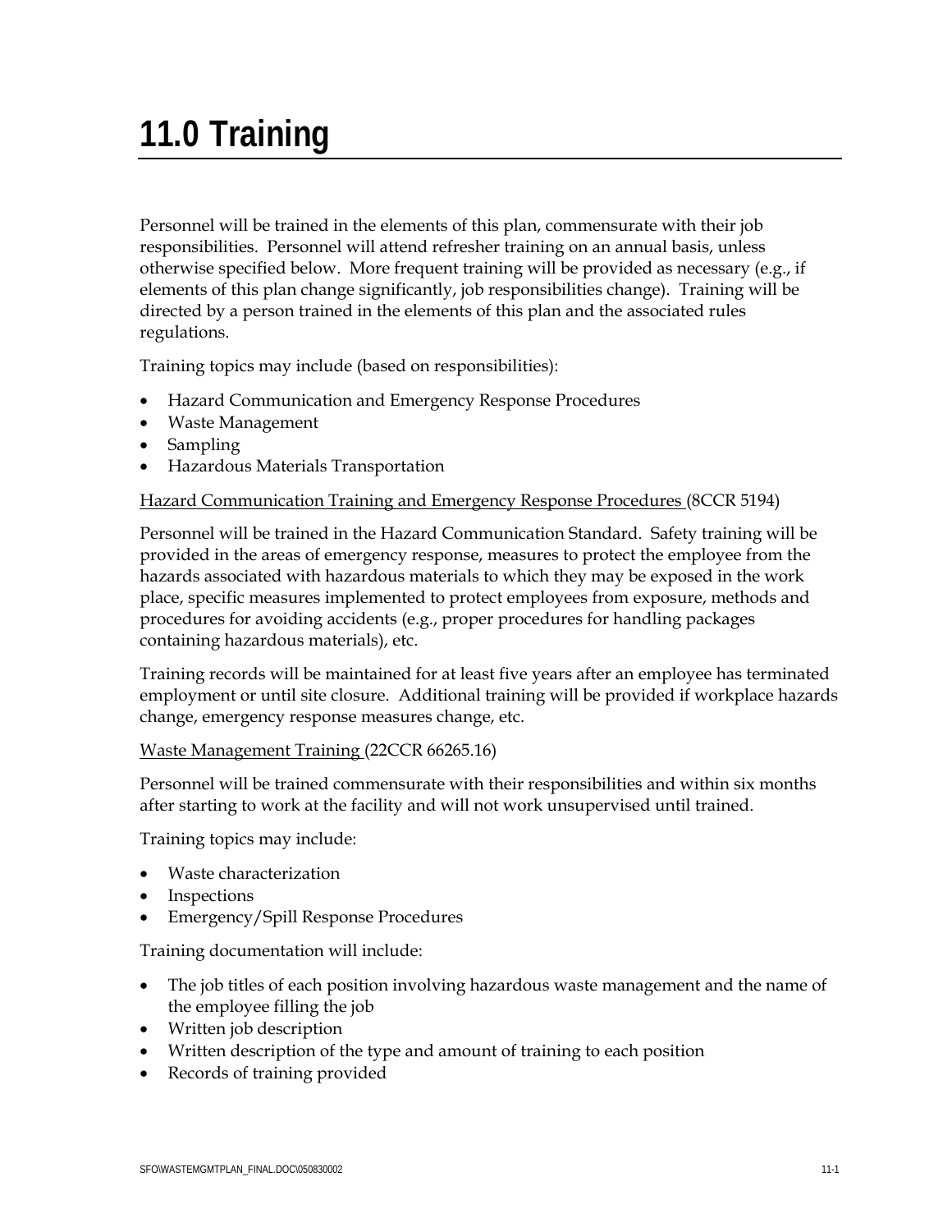# 11.0 Training

Personnel will be trained in the elements of this plan, commensurate with their job responsibilities. Personnel will attend refresher training on an annual basis, unless otherwise specified below. More frequent training will be provided as necessary (e.g., if elements of this plan change significantly, job responsibilities change). Training will be directed by a person trained in the elements of this plan and the associated rules regulations.

Training topics may include (based on responsibilities):

- Hazard Communication and Emergency Response Procedures
- Waste Management
- Sampling
- Hazardous Materials Transportation

<u>Hazard Communication Training and Emergency Response Procedures</u> (8CCR 5194)

Personnel will be trained in the Hazard Communication Standard. Safety training will be provided in the areas of emergency response, measures to protect the employee from the hazards associated with hazardous materials to which they may be exposed in the work place, specific measures implemented to protect employees from exposure, methods and procedures for avoiding accidents (e.g., proper procedures for handling packages containing hazardous materials), etc.

Training records will be maintained for at least five years after an employee has terminated employment or until site closure. Additional training will be provided if workplace hazards change, emergency response measures change, etc.

<u>Waste Management Training</u> (22CCR 66265.16)

Personnel will be trained commensurate with their responsibilities and within six months after starting to work at the facility and will not work unsupervised until trained.

Training topics may include:

- Waste characterization
- Inspections
- Emergency/Spill Response Procedures

Training documentation will include:

- The job titles of each position involving hazardous waste management and the name of the employee filling the job
- Written job description
- Written description of the type and amount of training to each position
- Records of training provided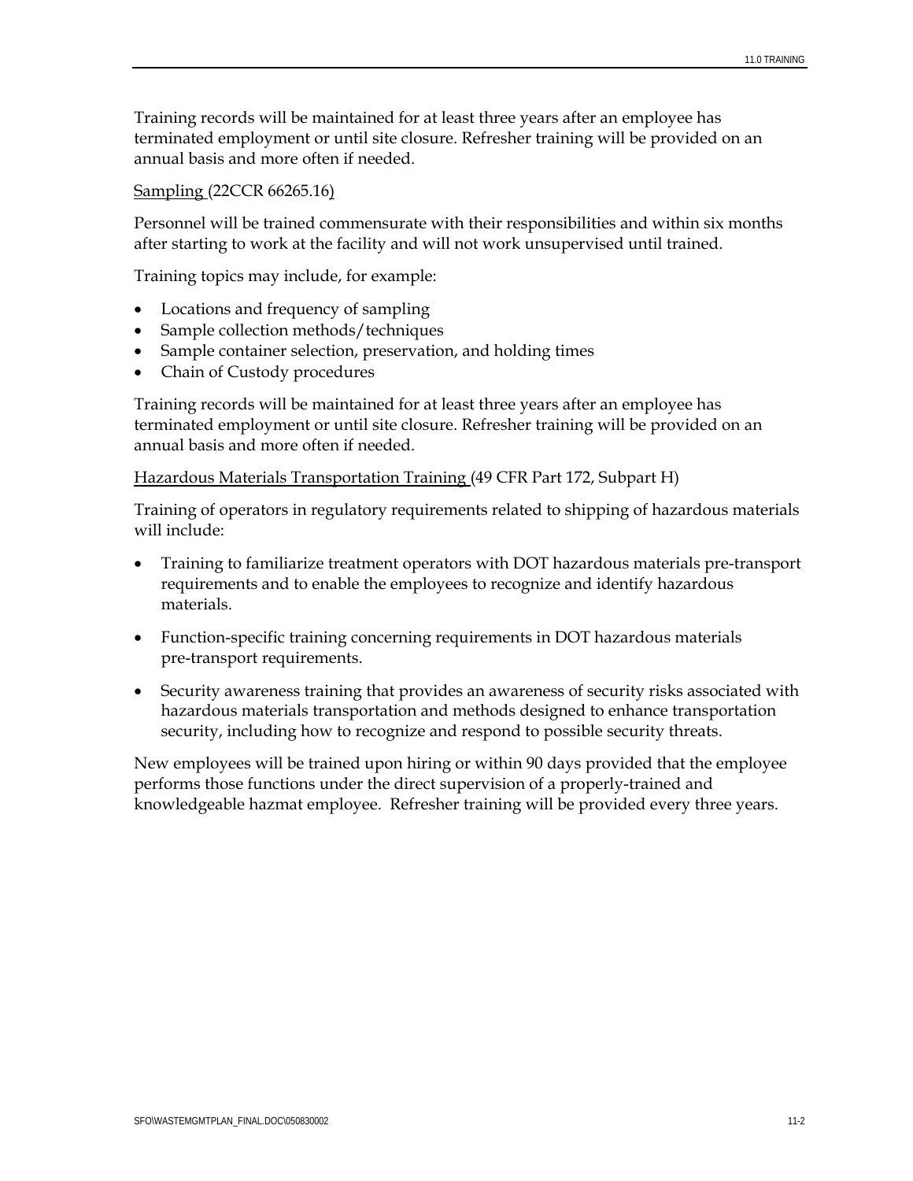Training records will be maintained for at least three years after an employee has terminated employment or until site closure. Refresher training will be provided on an annual basis and more often if needed.

Sampling (22CCR 66265.16)

Personnel will be trained commensurate with their responsibilities and within six months after starting to work at the facility and will not work unsupervised until trained.

Training topics may include, for example:

- Locations and frequency of sampling
- Sample collection methods/techniques
- Sample container selection, preservation, and holding times
- Chain of Custody procedures

Training records will be maintained for at least three years after an employee has terminated employment or until site closure. Refresher training will be provided on an annual basis and more often if needed.

Hazardous Materials Transportation Training (49 CFR Part 172, Subpart H)

Training of operators in regulatory requirements related to shipping of hazardous materials will include:

- Training to familiarize treatment operators with DOT hazardous materials pre-transport requirements and to enable the employees to recognize and identify hazardous materials.
- Function-specific training concerning requirements in DOT hazardous materials pre-transport requirements.
- Security awareness training that provides an awareness of security risks associated with hazardous materials transportation and methods designed to enhance transportation security, including how to recognize and respond to possible security threats.

New employees will be trained upon hiring or within 90 days provided that the employee performs those functions under the direct supervision of a properly-trained and knowledgeable hazmat employee. Refresher training will be provided every three years.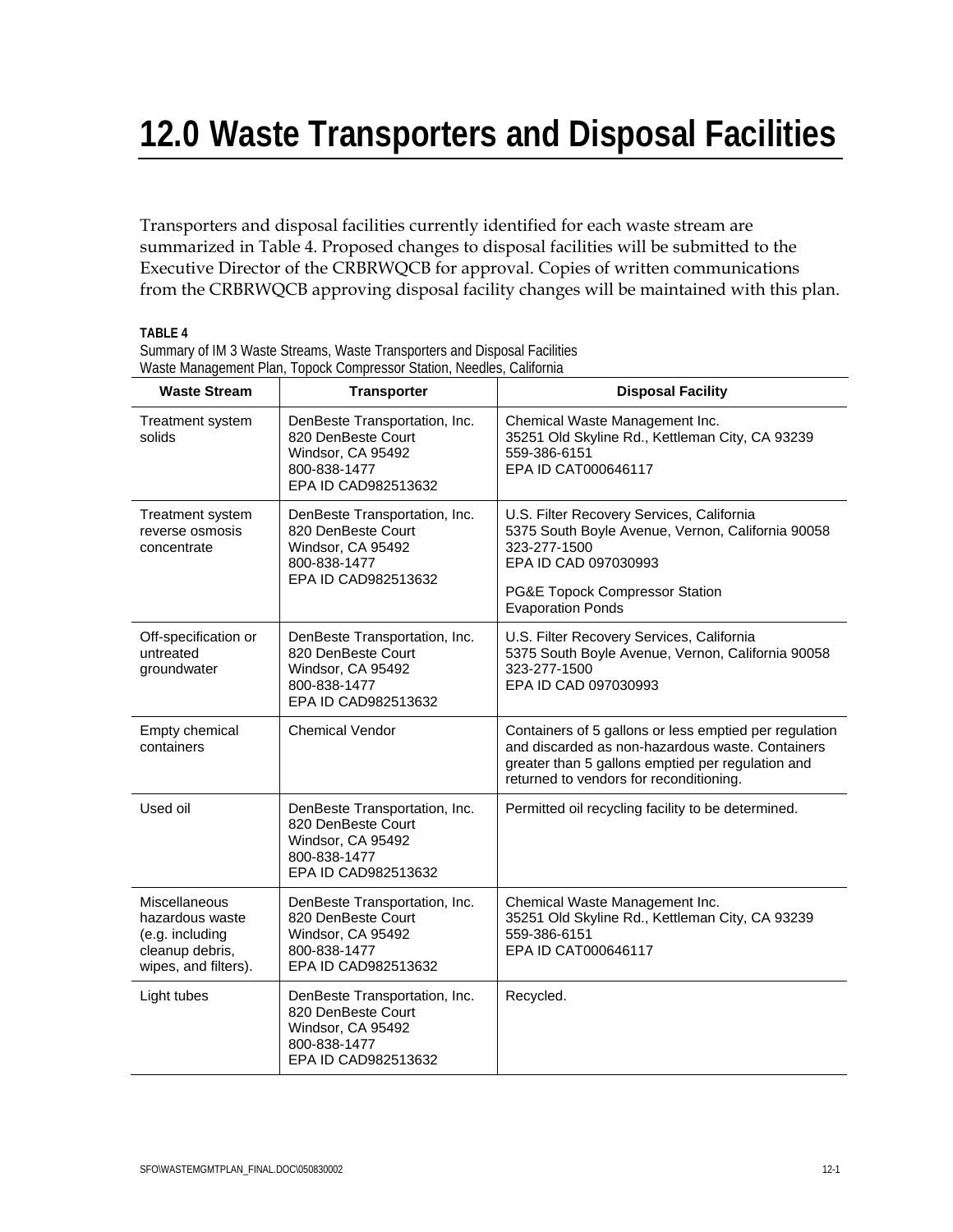# 12.0 Waste Transporters and Disposal Facilities

Transporters and disposal facilities currently identified for each waste stream are summarized in Table 4. Proposed changes to disposal facilities will be submitted to the Executive Director of the CRBRWQCB for approval. Copies of written communications from the CRBRWQCB approving disposal facility changes will be maintained with this plan.

**TABLE 4**
Summary of IM 3 Waste Streams, Waste Transporters and Disposal Facilities
Waste Management Plan, Topock Compressor Station, Needles, California

| Waste Stream | Transporter | Disposal Facility |
|---|---|---|
| Treatment system solids | DenBeste Transportation, Inc.<br>820 DenBeste Court<br>Windsor, CA 95492<br>800-838-1477<br>EPA ID CAD982513632 | Chemical Waste Management Inc.<br>35251 Old Skyline Rd., Kettleman City, CA 93239<br>559-386-6151<br>EPA ID CAT000646117 |
| Treatment system reverse osmosis concentrate | DenBeste Transportation, Inc.<br>820 DenBeste Court<br>Windsor, CA 95492<br>800-838-1477<br>EPA ID CAD982513632 | U.S. Filter Recovery Services, California<br>5375 South Boyle Avenue, Vernon, California 90058<br>323-277-1500<br>EPA ID CAD 097030993<br><br>PG&E Topock Compressor Station<br>Evaporation Ponds |
| Off-specification or untreated groundwater | DenBeste Transportation, Inc.<br>820 DenBeste Court<br>Windsor, CA 95492<br>800-838-1477<br>EPA ID CAD982513632 | U.S. Filter Recovery Services, California<br>5375 South Boyle Avenue, Vernon, California 90058<br>323-277-1500<br>EPA ID CAD 097030993 |
| Empty chemical containers | Chemical Vendor | Containers of 5 gallons or less emptied per regulation and discarded as non-hazardous waste. Containers greater than 5 gallons emptied per regulation and returned to vendors for reconditioning. |
| Used oil | DenBeste Transportation, Inc.<br>820 DenBeste Court<br>Windsor, CA 95492<br>800-838-1477<br>EPA ID CAD982513632 | Permitted oil recycling facility to be determined. |
| Miscellaneous hazardous waste (e.g. including cleanup debris, wipes, and filters). | DenBeste Transportation, Inc.<br>820 DenBeste Court<br>Windsor, CA 95492<br>800-838-1477<br>EPA ID CAD982513632 | Chemical Waste Management Inc.<br>35251 Old Skyline Rd., Kettleman City, CA 93239<br>559-386-6151<br>EPA ID CAT000646117 |
| Light tubes | DenBeste Transportation, Inc.<br>820 DenBeste Court<br>Windsor, CA 95492<br>800-838-1477<br>EPA ID CAD982513632 | Recycled. |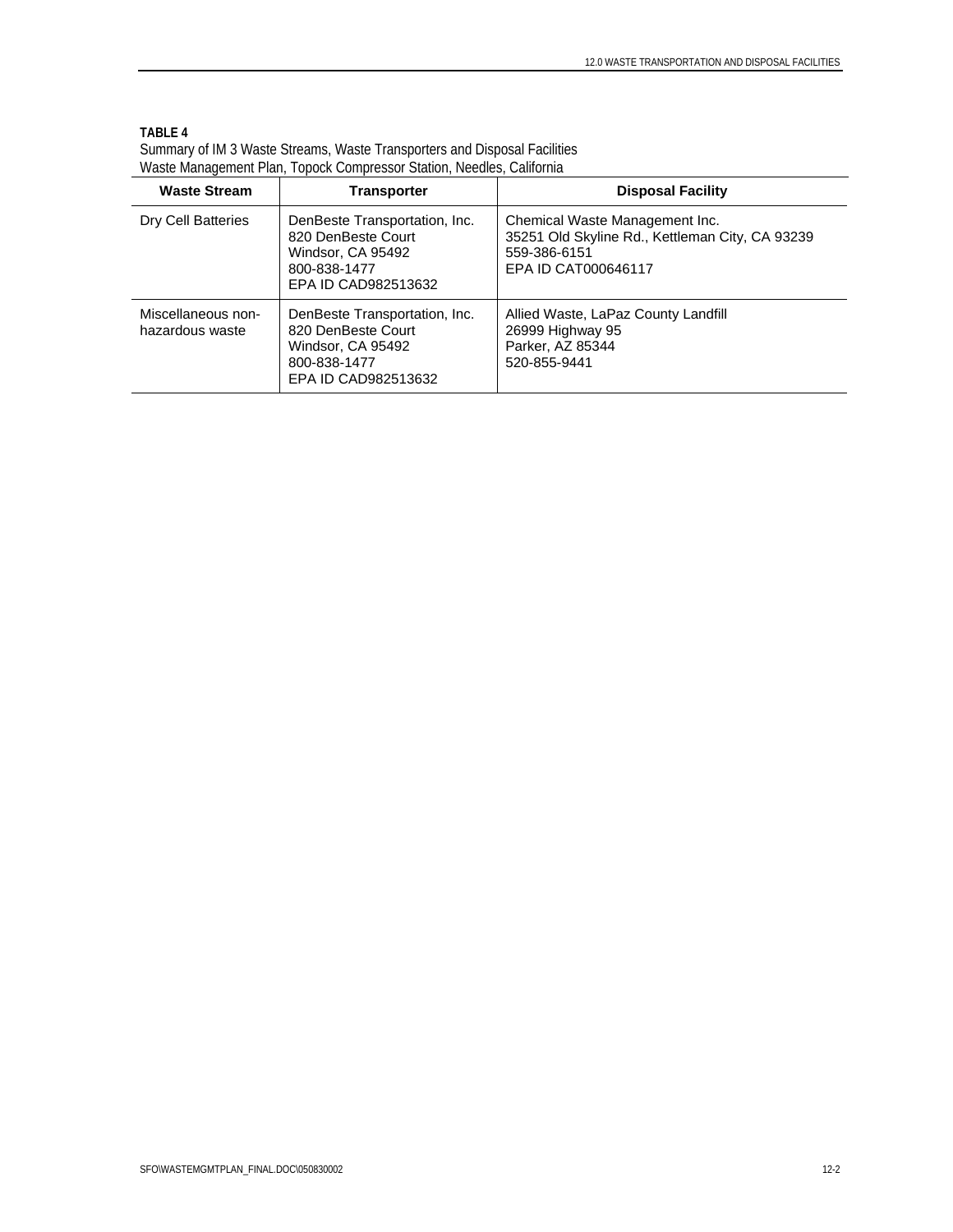**TABLE 4**
Summary of IM 3 Waste Streams, Waste Transporters and Disposal Facilities
Waste Management Plan, Topock Compressor Station, Needles, California

| Waste Stream | Transporter | Disposal Facility |
|---|---|---|
| Dry Cell Batteries | DenBeste Transportation, Inc.<br>820 DenBeste Court<br>Windsor, CA 95492<br>800-838-1477<br>EPA ID CAD982513632 | Chemical Waste Management Inc.<br>35251 Old Skyline Rd., Kettleman City, CA 93239<br>559-386-6151<br>EPA ID CAT000646117 |
| Miscellaneous non-hazardous waste | DenBeste Transportation, Inc.<br>820 DenBeste Court<br>Windsor, CA 95492<br>800-838-1477<br>EPA ID CAD982513632 | Allied Waste, LaPaz County Landfill<br>26999 Highway 95<br>Parker, AZ 85344<br>520-855-9441 |